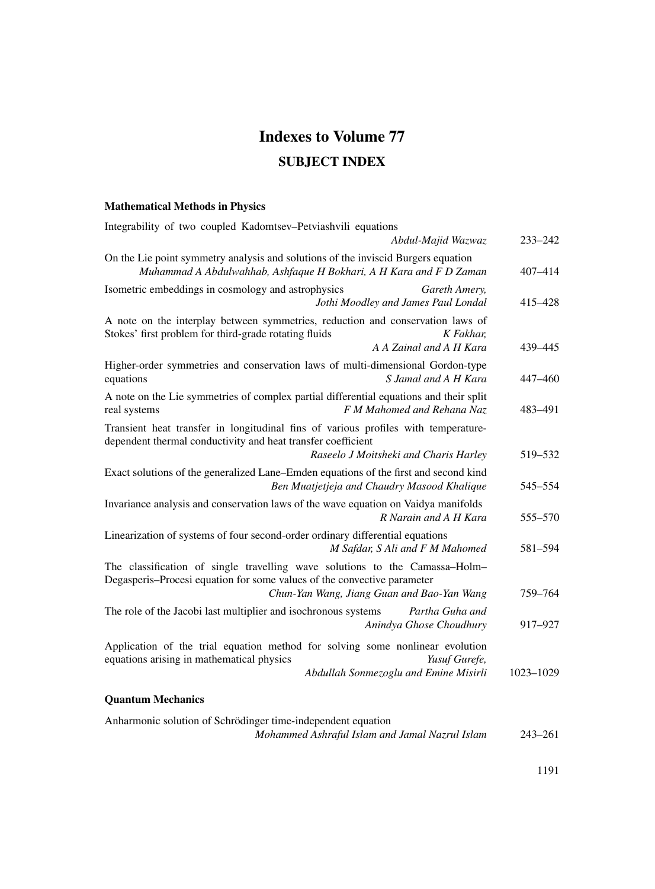# Indexes to Volume 77

## SUBJECT INDEX

### Mathematical Methods in Physics

Integrability of two coupled Kadomtsev–Petviashvili equations
*Abdul-Majid Wazwaz* 233–242

On the Lie point symmetry analysis and solutions of the inviscid Burgers equation
*Muhammad A Abdulwahhab, Ashfaque H Bokhari, A H Kara and F D Zaman* 407–414

Isometric embeddings in cosmology and astrophysics *Gareth Amery, Jothi Moodley and James Paul Londal* 415–428

A note on the interplay between symmetries, reduction and conservation laws of Stokes' first problem for third-grade rotating fluids *K Fakhar, A A Zainal and A H Kara* 439–445

Higher-order symmetries and conservation laws of multi-dimensional Gordon-type equations *S Jamal and A H Kara* 447–460

A note on the Lie symmetries of complex partial differential equations and their split real systems *F M Mahomed and Rehana Naz* 483–491

Transient heat transfer in longitudinal fins of various profiles with temperature-dependent thermal conductivity and heat transfer coefficient
*Raseelo J Moitsheki and Charis Harley* 519–532

Exact solutions of the generalized Lane–Emden equations of the first and second kind
*Ben Muatjetjeja and Chaudry Masood Khalique* 545–554

Invariance analysis and conservation laws of the wave equation on Vaidya manifolds
*R Narain and A H Kara* 555–570

Linearization of systems of four second-order ordinary differential equations
*M Safdar, S Ali and F M Mahomed* 581–594

The classification of single travelling wave solutions to the Camassa–Holm–Degasperis–Procesi equation for some values of the convective parameter
*Chun-Yan Wang, Jiang Guan and Bao-Yan Wang* 759–764

The role of the Jacobi last multiplier and isochronous systems *Partha Guha and Anindya Ghose Choudhury* 917–927

Application of the trial equation method for solving some nonlinear evolution equations arising in mathematical physics *Yusuf Gurefe, Abdullah Sonmezoglu and Emine Misirli* 1023–1029

### Quantum Mechanics

Anharmonic solution of Schrödinger time-independent equation
*Mohammed Ashraful Islam and Jamal Nazrul Islam* 243–261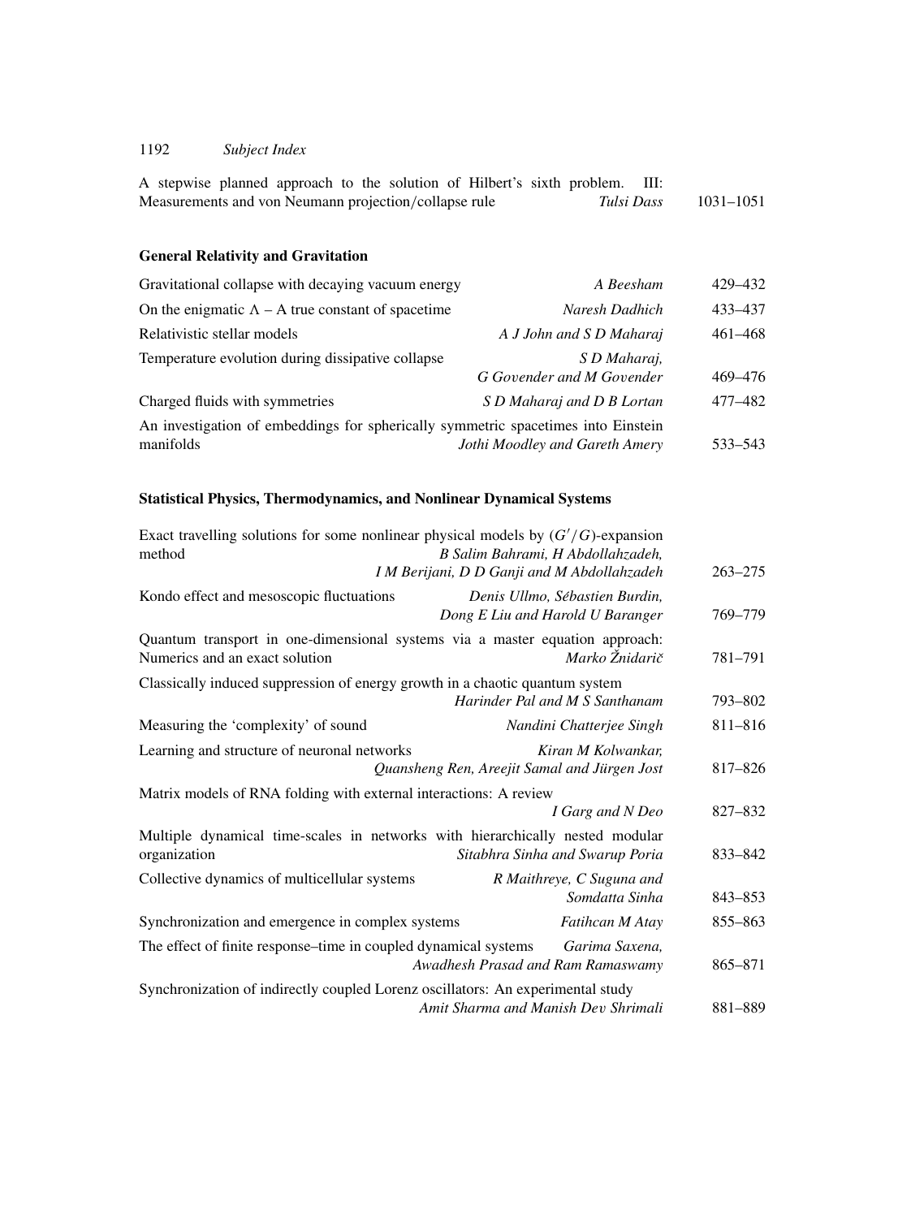A stepwise planned approach to the solution of Hilbert's sixth problem. III: Measurements and von Neumann projection/collapse rule *Tulsi Dass* 1031–1051

### General Relativity and Gravitation

| | | |
|---|---|---|
| Gravitational collapse with decaying vacuum energy | *A Beesham* | 429–432 |
| On the enigmatic $\Lambda$ – A true constant of spacetime | *Naresh Dadhich* | 433–437 |
| Relativistic stellar models | *A J John and S D Maharaj* | 461–468 |
| Temperature evolution during dissipative collapse | *S D Maharaj, G Govender and M Govender* | 469–476 |
| Charged fluids with symmetries | *S D Maharaj and D B Lortan* | 477–482 |
| An investigation of embeddings for spherically symmetric spacetimes into Einstein manifolds | *Jothi Moodley and Gareth Amery* | 533–543 |

### Statistical Physics, Thermodynamics, and Nonlinear Dynamical Systems

| | | |
|---|---|---|
| Exact travelling solutions for some nonlinear physical models by $(G'/G)$-expansion method | *B Salim Bahrami, H Abdollahzadeh, I M Berijani, D D Ganji and M Abdollahzadeh* | 263–275 |
| Kondo effect and mesoscopic fluctuations | *Denis Ullmo, Sébastien Burdin, Dong E Liu and Harold U Baranger* | 769–779 |
| Quantum transport in one-dimensional systems via a master equation approach: Numerics and an exact solution | *Marko Žnidarič* | 781–791 |
| Classically induced suppression of energy growth in a chaotic quantum system | *Harinder Pal and M S Santhanam* | 793–802 |
| Measuring the 'complexity' of sound | *Nandini Chatterjee Singh* | 811–816 |
| Learning and structure of neuronal networks | *Kiran M Kolwankar, Quansheng Ren, Areejit Samal and Jürgen Jost* | 817–826 |
| Matrix models of RNA folding with external interactions: A review | *I Garg and N Deo* | 827–832 |
| Multiple dynamical time-scales in networks with hierarchically nested modular organization | *Sitabhra Sinha and Swarup Poria* | 833–842 |
| Collective dynamics of multicellular systems | *R Maithreye, C Suguna and Somdatta Sinha* | 843–853 |
| Synchronization and emergence in complex systems | *Fatihcan M Atay* | 855–863 |
| The effect of finite response–time in coupled dynamical systems | *Garima Saxena, Awadhesh Prasad and Ram Ramaswamy* | 865–871 |
| Synchronization of indirectly coupled Lorenz oscillators: An experimental study | *Amit Sharma and Manish Dev Shrimali* | 881–889 |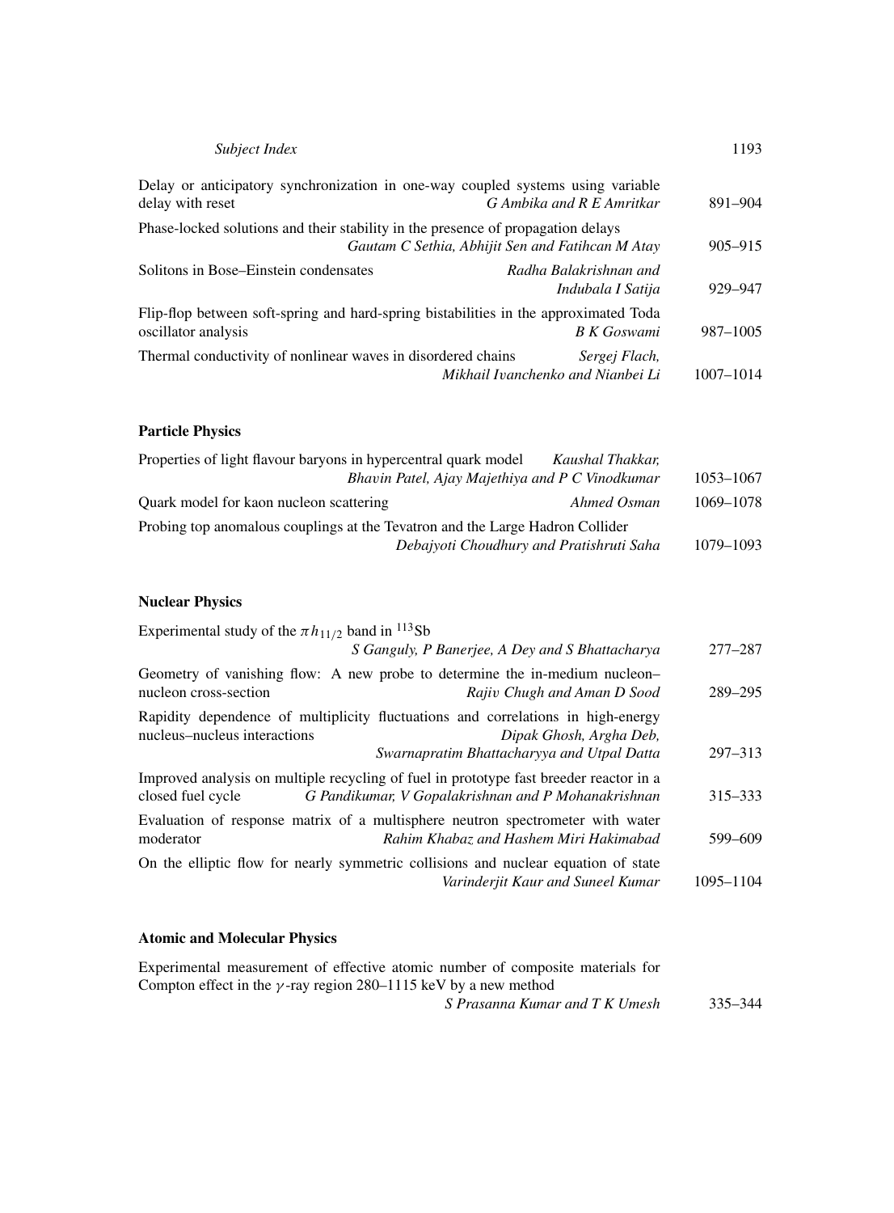Delay or anticipatory synchronization in one-way coupled systems using variable delay with reset *G Ambika and R E Amritkar* 891–904

Phase-locked solutions and their stability in the presence of propagation delays *Gautam C Sethia, Abhijit Sen and Fatihcan M Atay* 905–915

Solitons in Bose–Einstein condensates *Radha Balakrishnan and Indubala I Satija* 929–947

Flip-flop between soft-spring and hard-spring bistabilities in the approximated Toda oscillator analysis *B K Goswami* 987–1005

Thermal conductivity of nonlinear waves in disordered chains *Sergej Flach, Mikhail Ivanchenko and Nianbei Li* 1007–1014

### Particle Physics

Properties of light flavour baryons in hypercentral quark model *Kaushal Thakkar, Bhavin Patel, Ajay Majethiya and P C Vinodkumar* 1053–1067

Quark model for kaon nucleon scattering *Ahmed Osman* 1069–1078

Probing top anomalous couplings at the Tevatron and the Large Hadron Collider *Debajyoti Choudhury and Pratishruti Saha* 1079–1093

### Nuclear Physics

Experimental study of the $\pi h_{11/2}$ band in $^{113}$Sb *S Ganguly, P Banerjee, A Dey and S Bhattacharya* 277–287

Geometry of vanishing flow: A new probe to determine the in-medium nucleon–nucleon cross-section *Rajiv Chugh and Aman D Sood* 289–295

Rapidity dependence of multiplicity fluctuations and correlations in high-energy nucleus–nucleus interactions *Dipak Ghosh, Argha Deb, Swarnapratim Bhattacharyya and Utpal Datta* 297–313

Improved analysis on multiple recycling of fuel in prototype fast breeder reactor in a closed fuel cycle *G Pandikumar, V Gopalakrishnan and P Mohanakrishnan* 315–333

Evaluation of response matrix of a multisphere neutron spectrometer with water moderator *Rahim Khabaz and Hashem Miri Hakimabad* 599–609

On the elliptic flow for nearly symmetric collisions and nuclear equation of state *Varinderjit Kaur and Suneel Kumar* 1095–1104

### Atomic and Molecular Physics

Experimental measurement of effective atomic number of composite materials for Compton effect in the $\gamma$-ray region 280–1115 keV by a new method *S Prasanna Kumar and T K Umesh* 335–344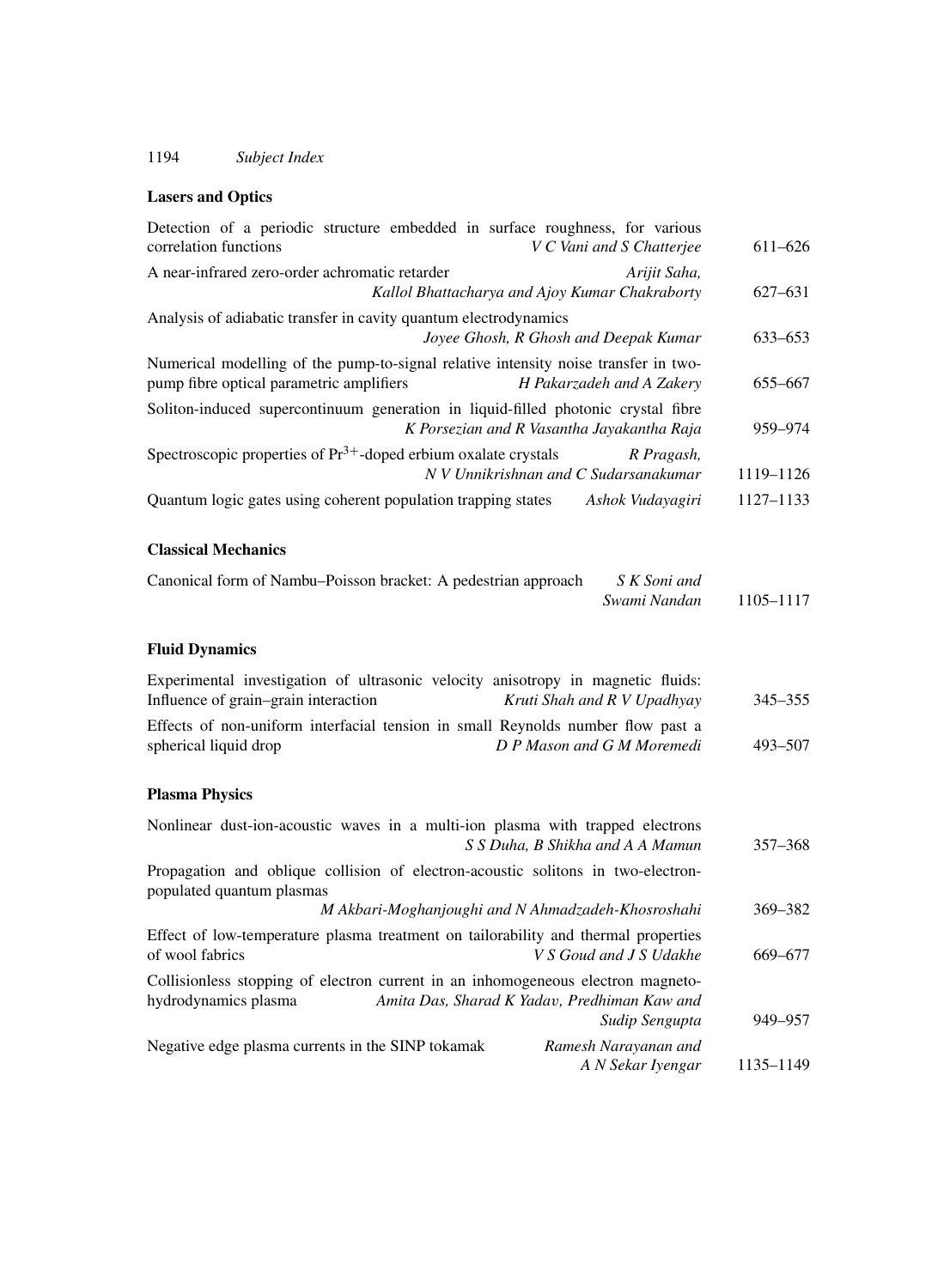## Lasers and Optics

Detection of a periodic structure embedded in surface roughness, for various correlation functions — *V C Vani and S Chatterjee* — 611–626

A near-infrared zero-order achromatic retarder — *Arijit Saha, Kallol Bhattacharya and Ajoy Kumar Chakraborty* — 627–631

Analysis of adiabatic transfer in cavity quantum electrodynamics — *Joyee Ghosh, R Ghosh and Deepak Kumar* — 633–653

Numerical modelling of the pump-to-signal relative intensity noise transfer in two-pump fibre optical parametric amplifiers — *H Pakarzadeh and A Zakery* — 655–667

Soliton-induced supercontinuum generation in liquid-filled photonic crystal fibre — *K Porsezian and R Vasantha Jayakantha Raja* — 959–974

Spectroscopic properties of $Pr^{3+}$-doped erbium oxalate crystals — *R Pragash, N V Unnikrishnan and C Sudarsanakumar* — 1119–1126

Quantum logic gates using coherent population trapping states — *Ashok Vudayagiri* — 1127–1133

## Classical Mechanics

Canonical form of Nambu–Poisson bracket: A pedestrian approach — *S K Soni and Swami Nandan* — 1105–1117

## Fluid Dynamics

Experimental investigation of ultrasonic velocity anisotropy in magnetic fluids: Influence of grain–grain interaction — *Kruti Shah and R V Upadhyay* — 345–355

Effects of non-uniform interfacial tension in small Reynolds number flow past a spherical liquid drop — *D P Mason and G M Moremedi* — 493–507

## Plasma Physics

Nonlinear dust-ion-acoustic waves in a multi-ion plasma with trapped electrons — *S S Duha, B Shikha and A A Mamun* — 357–368

Propagation and oblique collision of electron-acoustic solitons in two-electron-populated quantum plasmas — *M Akbari-Moghanjoughi and N Ahmadzadeh-Khosroshahi* — 369–382

Effect of low-temperature plasma treatment on tailorability and thermal properties of wool fabrics — *V S Goud and J S Udakhe* — 669–677

Collisionless stopping of electron current in an inhomogeneous electron magneto-hydrodynamics plasma — *Amita Das, Sharad K Yadav, Predhiman Kaw and Sudip Sengupta* — 949–957

Negative edge plasma currents in the SINP tokamak — *Ramesh Narayanan and A N Sekar Iyengar* — 1135–1149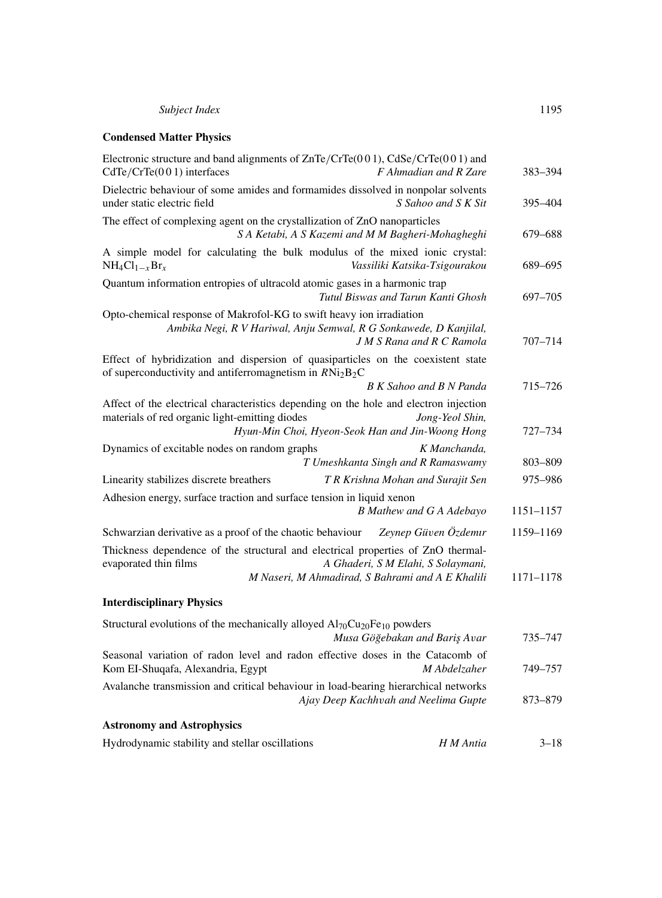## Condensed Matter Physics

Electronic structure and band alignments of ZnTe/CrTe(0 0 1), CdSe/CrTe(0 0 1) and CdTe/CrTe(0 0 1) interfaces *F Ahmadian and R Zare* 383–394

Dielectric behaviour of some amides and formamides dissolved in nonpolar solvents under static electric field *S Sahoo and S K Sit* 395–404

The effect of complexing agent on the crystallization of ZnO nanoparticles *S A Ketabi, A S Kazemi and M M Bagheri-Mohagheghi* 679–688

A simple model for calculating the bulk modulus of the mixed ionic crystal: $NH_4Cl_{1-x}Br_x$ *Vassiliki Katsika-Tsigourakou* 689–695

Quantum information entropies of ultracold atomic gases in a harmonic trap *Tutul Biswas and Tarun Kanti Ghosh* 697–705

Opto-chemical response of Makrofol-KG to swift heavy ion irradiation *Ambika Negi, R V Hariwal, Anju Semwal, R G Sonkawede, D Kanjilal, J M S Rana and R C Ramola* 707–714

Effect of hybridization and dispersion of quasiparticles on the coexistent state of superconductivity and antiferromagnetism in $RNi_2B_2C$ *B K Sahoo and B N Panda* 715–726

Affect of the electrical characteristics depending on the hole and electron injection materials of red organic light-emitting diodes *Jong-Yeol Shin, Hyun-Min Choi, Hyeon-Seok Han and Jin-Woong Hong* 727–734

Dynamics of excitable nodes on random graphs *K Manchanda, T Umeshkanta Singh and R Ramaswamy* 803–809

Linearity stabilizes discrete breathers *T R Krishna Mohan and Surajit Sen* 975–986

Adhesion energy, surface traction and surface tension in liquid xenon *B Mathew and G A Adebayo* 1151–1157

Schwarzian derivative as a proof of the chaotic behaviour *Zeynep Güven Özdemır* 1159–1169

Thickness dependence of the structural and electrical properties of ZnO thermal-evaporated thin films *A Ghaderi, S M Elahi, S Solaymani, M Naseri, M Ahmadirad, S Bahrami and A E Khalili* 1171–1178

## Interdisciplinary Physics

Structural evolutions of the mechanically alloyed $Al_{70}Cu_{20}Fe_{10}$ powders *Musa Göğebakan and Bariş Avar* 735–747

Seasonal variation of radon level and radon effective doses in the Catacomb of Kom EI-Shuqafa, Alexandria, Egypt *M Abdelzaher* 749–757

Avalanche transmission and critical behaviour in load-bearing hierarchical networks *Ajay Deep Kachhvah and Neelima Gupte* 873–879

## Astronomy and Astrophysics

Hydrodynamic stability and stellar oscillations *H M Antia* 3–18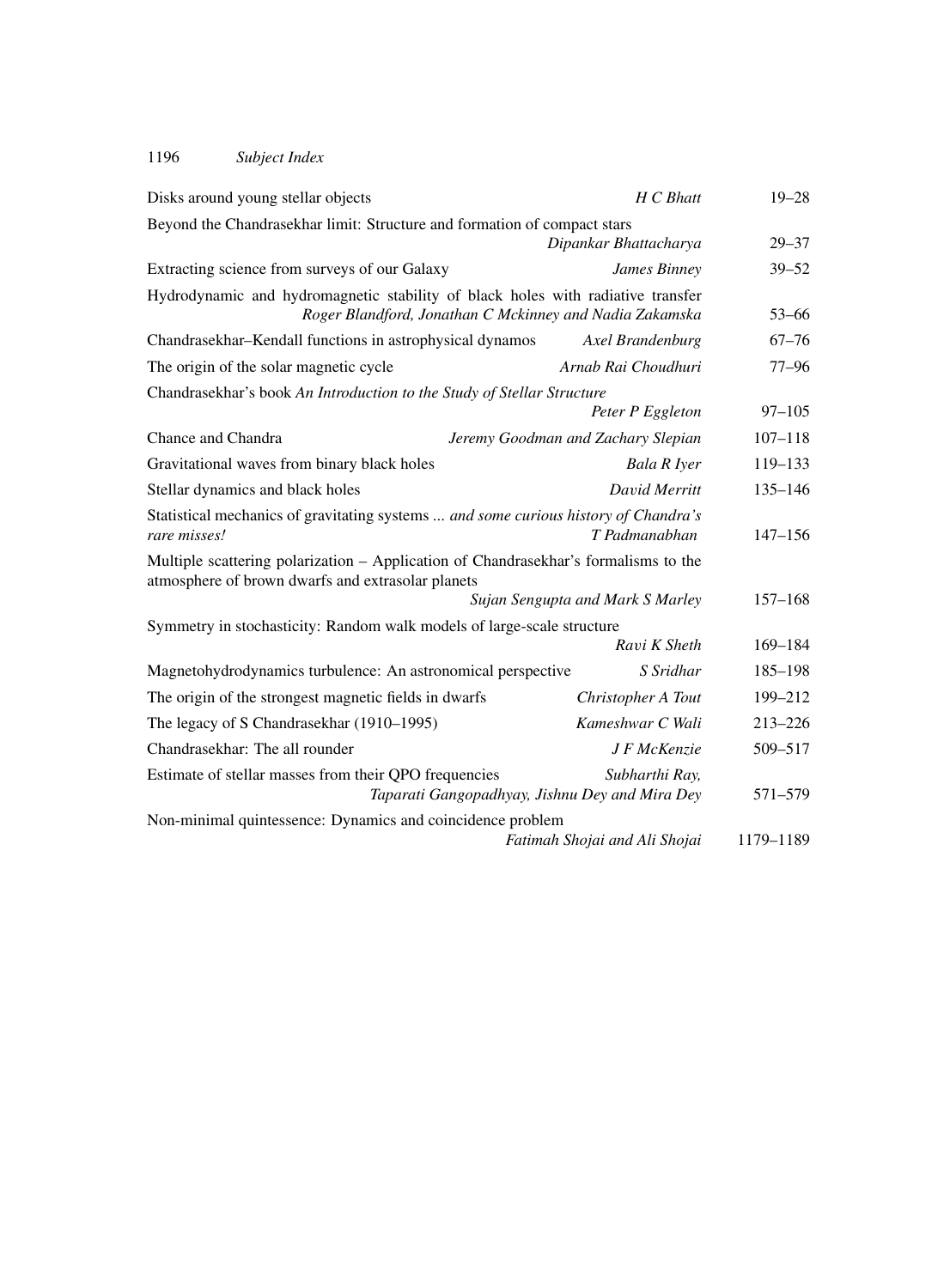| | | |
|---|---|---|
| Disks around young stellar objects | *H C Bhatt* | 19–28 |
| Beyond the Chandrasekhar limit: Structure and formation of compact stars | *Dipankar Bhattacharya* | 29–37 |
| Extracting science from surveys of our Galaxy | *James Binney* | 39–52 |
| Hydrodynamic and hydromagnetic stability of black holes with radiative transfer | *Roger Blandford, Jonathan C Mckinney and Nadia Zakamska* | 53–66 |
| Chandrasekhar–Kendall functions in astrophysical dynamos | *Axel Brandenburg* | 67–76 |
| The origin of the solar magnetic cycle | *Arnab Rai Choudhuri* | 77–96 |
| Chandrasekhar's book *An Introduction to the Study of Stellar Structure* | *Peter P Eggleton* | 97–105 |
| Chance and Chandra | *Jeremy Goodman and Zachary Slepian* | 107–118 |
| Gravitational waves from binary black holes | *Bala R Iyer* | 119–133 |
| Stellar dynamics and black holes | *David Merritt* | 135–146 |
| Statistical mechanics of gravitating systems ... *and some curious history of Chandra's rare misses!* | *T Padmanabhan* | 147–156 |
| Multiple scattering polarization – Application of Chandrasekhar's formalisms to the atmosphere of brown dwarfs and extrasolar planets | *Sujan Sengupta and Mark S Marley* | 157–168 |
| Symmetry in stochasticity: Random walk models of large-scale structure | *Ravi K Sheth* | 169–184 |
| Magnetohydrodynamics turbulence: An astronomical perspective | *S Sridhar* | 185–198 |
| The origin of the strongest magnetic fields in dwarfs | *Christopher A Tout* | 199–212 |
| The legacy of S Chandrasekhar (1910–1995) | *Kameshwar C Wali* | 213–226 |
| Chandrasekhar: The all rounder | *J F McKenzie* | 509–517 |
| Estimate of stellar masses from their QPO frequencies | *Subharthi Ray, Taparati Gangopadhyay, Jishnu Dey and Mira Dey* | 571–579 |
| Non-minimal quintessence: Dynamics and coincidence problem | *Fatimah Shojai and Ali Shojai* | 1179–1189 |